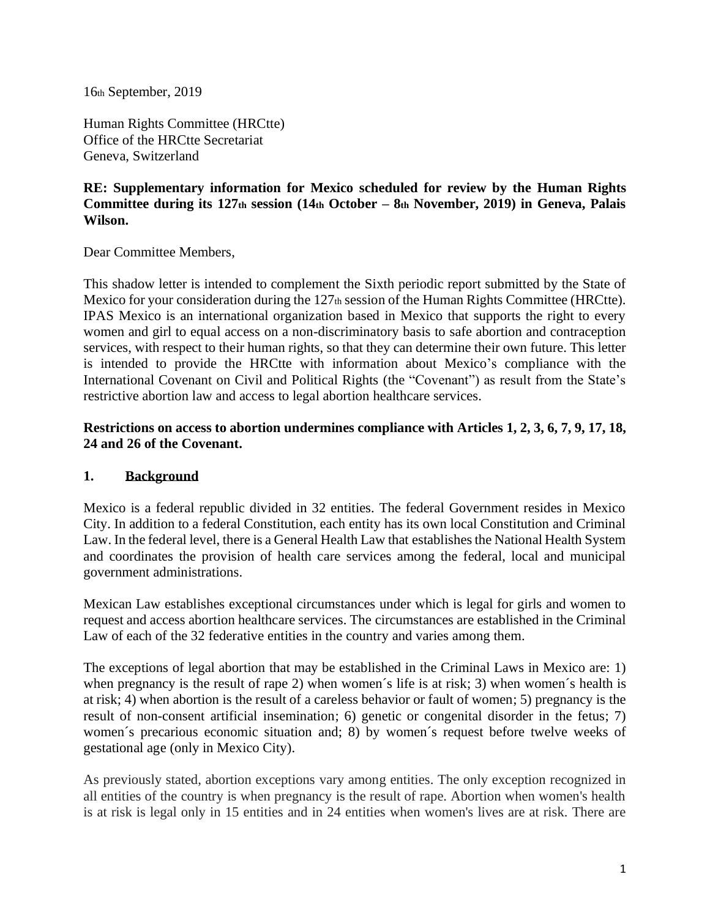16th September, 2019

Human Rights Committee (HRCtte)
Office of the HRCtte Secretariat
Geneva, Switzerland

**RE: Supplementary information for Mexico scheduled for review by the Human Rights Committee during its 127th session (14th October – 8th November, 2019) in Geneva, Palais Wilson.**

Dear Committee Members,

This shadow letter is intended to complement the Sixth periodic report submitted by the State of Mexico for your consideration during the 127th session of the Human Rights Committee (HRCtte). IPAS Mexico is an international organization based in Mexico that supports the right to every women and girl to equal access on a non-discriminatory basis to safe abortion and contraception services, with respect to their human rights, so that they can determine their own future. This letter is intended to provide the HRCtte with information about Mexico's compliance with the International Covenant on Civil and Political Rights (the "Covenant") as result from the State's restrictive abortion law and access to legal abortion healthcare services.

**Restrictions on access to abortion undermines compliance with Articles 1, 2, 3, 6, 7, 9, 17, 18, 24 and 26 of the Covenant.**

## 1. Background

Mexico is a federal republic divided in 32 entities. The federal Government resides in Mexico City. In addition to a federal Constitution, each entity has its own local Constitution and Criminal Law. In the federal level, there is a General Health Law that establishes the National Health System and coordinates the provision of health care services among the federal, local and municipal government administrations.

Mexican Law establishes exceptional circumstances under which is legal for girls and women to request and access abortion healthcare services. The circumstances are established in the Criminal Law of each of the 32 federative entities in the country and varies among them.

The exceptions of legal abortion that may be established in the Criminal Laws in Mexico are: 1) when pregnancy is the result of rape 2) when women´s life is at risk; 3) when women´s health is at risk; 4) when abortion is the result of a careless behavior or fault of women; 5) pregnancy is the result of non-consent artificial insemination; 6) genetic or congenital disorder in the fetus; 7) women´s precarious economic situation and; 8) by women´s request before twelve weeks of gestational age (only in Mexico City).

As previously stated, abortion exceptions vary among entities. The only exception recognized in all entities of the country is when pregnancy is the result of rape. Abortion when women's health is at risk is legal only in 15 entities and in 24 entities when women's lives are at risk. There are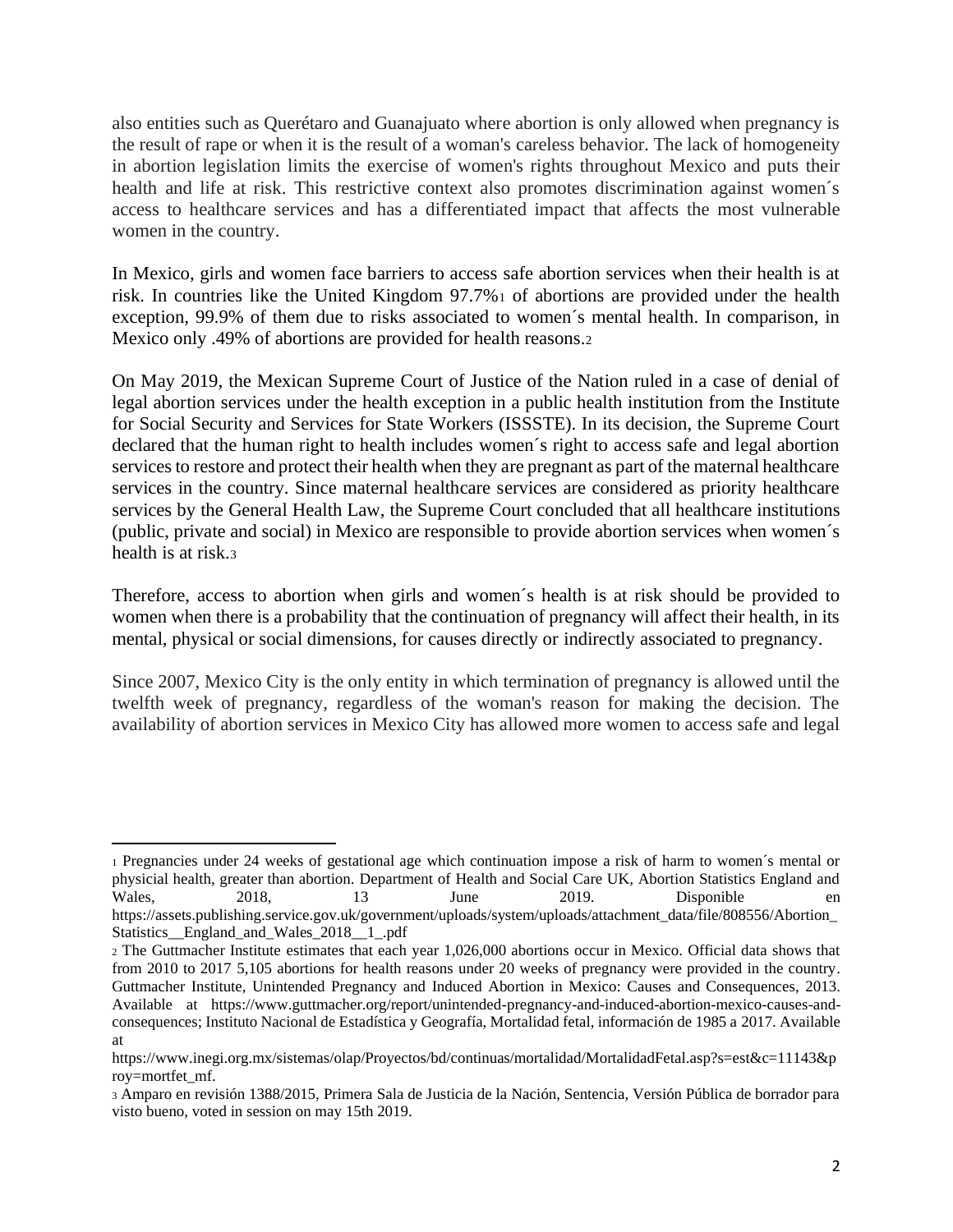also entities such as Querétaro and Guanajuato where abortion is only allowed when pregnancy is the result of rape or when it is the result of a woman's careless behavior. The lack of homogeneity in abortion legislation limits the exercise of women's rights throughout Mexico and puts their health and life at risk. This restrictive context also promotes discrimination against women´s access to healthcare services and has a differentiated impact that affects the most vulnerable women in the country.

In Mexico, girls and women face barriers to access safe abortion services when their health is at risk. In countries like the United Kingdom 97.7%[1] of abortions are provided under the health exception, 99.9% of them due to risks associated to women´s mental health. In comparison, in Mexico only .49% of abortions are provided for health reasons.[2]

On May 2019, the Mexican Supreme Court of Justice of the Nation ruled in a case of denial of legal abortion services under the health exception in a public health institution from the Institute for Social Security and Services for State Workers (ISSSTE). In its decision, the Supreme Court declared that the human right to health includes women´s right to access safe and legal abortion services to restore and protect their health when they are pregnant as part of the maternal healthcare services in the country. Since maternal healthcare services are considered as priority healthcare services by the General Health Law, the Supreme Court concluded that all healthcare institutions (public, private and social) in Mexico are responsible to provide abortion services when women´s health is at risk.[3]

Therefore, access to abortion when girls and women´s health is at risk should be provided to women when there is a probability that the continuation of pregnancy will affect their health, in its mental, physical or social dimensions, for causes directly or indirectly associated to pregnancy.

Since 2007, Mexico City is the only entity in which termination of pregnancy is allowed until the twelfth week of pregnancy, regardless of the woman's reason for making the decision. The availability of abortion services in Mexico City has allowed more women to access safe and legal

---

[1] Pregnancies under 24 weeks of gestational age which continuation impose a risk of harm to women´s mental or physicial health, greater than abortion. Department of Health and Social Care UK, Abortion Statistics England and Wales, 2018, 13 June 2019. Disponible en https://assets.publishing.service.gov.uk/government/uploads/system/uploads/attachment_data/file/808556/Abortion_Statistics__England_and_Wales_2018__1_.pdf

[2] The Guttmacher Institute estimates that each year 1,026,000 abortions occur in Mexico. Official data shows that from 2010 to 2017 5,105 abortions for health reasons under 20 weeks of pregnancy were provided in the country. Guttmacher Institute, Unintended Pregnancy and Induced Abortion in Mexico: Causes and Consequences, 2013. Available at https://www.guttmacher.org/report/unintended-pregnancy-and-induced-abortion-mexico-causes-and-consequences; Instituto Nacional de Estadística y Geografía, Mortalidad fetal, información de 1985 a 2017. Available at https://www.inegi.org.mx/sistemas/olap/Proyectos/bd/continuas/mortalidad/MortalidadFetal.asp?s=est&c=11143&proy=mortfet_mf.

[3] Amparo en revisión 1388/2015, Primera Sala de Justicia de la Nación, Sentencia, Versión Pública de borrador para visto bueno, voted in session on may 15th 2019.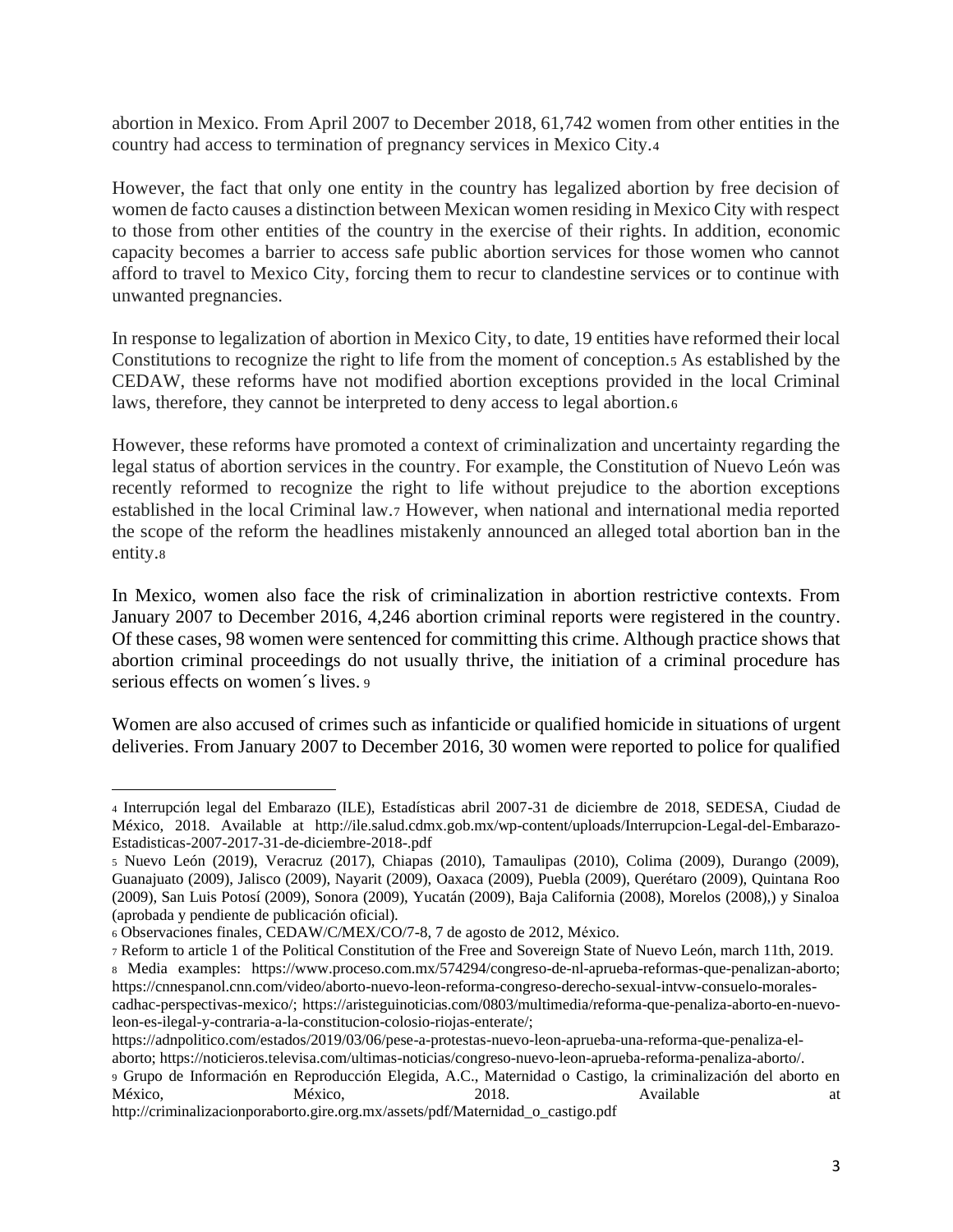abortion in Mexico. From April 2007 to December 2018, 61,742 women from other entities in the country had access to termination of pregnancy services in Mexico City.[4]

However, the fact that only one entity in the country has legalized abortion by free decision of women de facto causes a distinction between Mexican women residing in Mexico City with respect to those from other entities of the country in the exercise of their rights. In addition, economic capacity becomes a barrier to access safe public abortion services for those women who cannot afford to travel to Mexico City, forcing them to recur to clandestine services or to continue with unwanted pregnancies.

In response to legalization of abortion in Mexico City, to date, 19 entities have reformed their local Constitutions to recognize the right to life from the moment of conception.[5] As established by the CEDAW, these reforms have not modified abortion exceptions provided in the local Criminal laws, therefore, they cannot be interpreted to deny access to legal abortion.[6]

However, these reforms have promoted a context of criminalization and uncertainty regarding the legal status of abortion services in the country. For example, the Constitution of Nuevo León was recently reformed to recognize the right to life without prejudice to the abortion exceptions established in the local Criminal law.[7] However, when national and international media reported the scope of the reform the headlines mistakenly announced an alleged total abortion ban in the entity.[8]

In Mexico, women also face the risk of criminalization in abortion restrictive contexts. From January 2007 to December 2016, 4,246 abortion criminal reports were registered in the country. Of these cases, 98 women were sentenced for committing this crime. Although practice shows that abortion criminal proceedings do not usually thrive, the initiation of a criminal procedure has serious effects on women´s lives. [9]

Women are also accused of crimes such as infanticide or qualified homicide in situations of urgent deliveries. From January 2007 to December 2016, 30 women were reported to police for qualified

---

[4] Interrupción legal del Embarazo (ILE), Estadísticas abril 2007-31 de diciembre de 2018, SEDESA, Ciudad de México, 2018. Available at http://ile.salud.cdmx.gob.mx/wp-content/uploads/Interrupcion-Legal-del-Embarazo-Estadisticas-2007-2017-31-de-diciembre-2018-.pdf

[5] Nuevo León (2019), Veracruz (2017), Chiapas (2010), Tamaulipas (2010), Colima (2009), Durango (2009), Guanajuato (2009), Jalisco (2009), Nayarit (2009), Oaxaca (2009), Puebla (2009), Querétaro (2009), Quintana Roo (2009), San Luis Potosí (2009), Sonora (2009), Yucatán (2009), Baja California (2008), Morelos (2008),) y Sinaloa (aprobada y pendiente de publicación oficial).

[6] Observaciones finales, CEDAW/C/MEX/CO/7-8, 7 de agosto de 2012, México.

[7] Reform to article 1 of the Political Constitution of the Free and Sovereign State of Nuevo León, march 11th, 2019.

[8] Media examples: https://www.proceso.com.mx/574294/congreso-de-nl-aprueba-reformas-que-penalizan-aborto; https://cnnespanol.cnn.com/video/aborto-nuevo-leon-reforma-congreso-derecho-sexual-intvw-consuelo-morales-cadhac-perspectivas-mexico/; https://aristeguinoticias.com/0803/multimedia/reforma-que-penaliza-aborto-en-nuevo-leon-es-ilegal-y-contraria-a-la-constitucion-colosio-riojas-enterate/; https://adnpolitico.com/estados/2019/03/06/pese-a-protestas-nuevo-leon-aprueba-una-reforma-que-penaliza-el-aborto; https://noticieros.televisa.com/ultimas-noticias/congreso-nuevo-leon-aprueba-reforma-penaliza-aborto/.

[9] Grupo de Información en Reproducción Elegida, A.C., Maternidad o Castigo, la criminalización del aborto en México, México, 2018. Available at http://criminalizacionporaborto.gire.org.mx/assets/pdf/Maternidad_o_castigo.pdf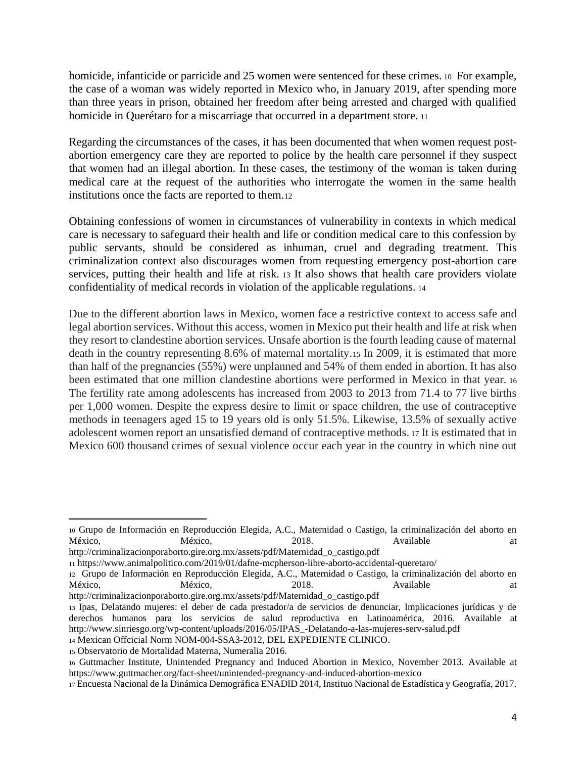homicide, infanticide or parricide and 25 women were sentenced for these crimes.[10] For example, the case of a woman was widely reported in Mexico who, in January 2019, after spending more than three years in prison, obtained her freedom after being arrested and charged with qualified homicide in Querétaro for a miscarriage that occurred in a department store.[11]

Regarding the circumstances of the cases, it has been documented that when women request post-abortion emergency care they are reported to police by the health care personnel if they suspect that women had an illegal abortion. In these cases, the testimony of the woman is taken during medical care at the request of the authorities who interrogate the women in the same health institutions once the facts are reported to them.[12]

Obtaining confessions of women in circumstances of vulnerability in contexts in which medical care is necessary to safeguard their health and life or condition medical care to this confession by public servants, should be considered as inhuman, cruel and degrading treatment. This criminalization context also discourages women from requesting emergency post-abortion care services, putting their health and life at risk.[13] It also shows that health care providers violate confidentiality of medical records in violation of the applicable regulations.[14]

Due to the different abortion laws in Mexico, women face a restrictive context to access safe and legal abortion services. Without this access, women in Mexico put their health and life at risk when they resort to clandestine abortion services. Unsafe abortion is the fourth leading cause of maternal death in the country representing 8.6% of maternal mortality.[15] In 2009, it is estimated that more than half of the pregnancies (55%) were unplanned and 54% of them ended in abortion. It has also been estimated that one million clandestine abortions were performed in Mexico in that year.[16] The fertility rate among adolescents has increased from 2003 to 2013 from 71.4 to 77 live births per 1,000 women. Despite the express desire to limit or space children, the use of contraceptive methods in teenagers aged 15 to 19 years old is only 51.5%. Likewise, 13.5% of sexually active adolescent women report an unsatisfied demand of contraceptive methods.[17] It is estimated that in Mexico 600 thousand crimes of sexual violence occur each year in the country in which nine out

---

[10] Grupo de Información en Reproducción Elegida, A.C., Maternidad o Castigo, la criminalización del aborto en México, México, 2018. Available at http://criminalizacionporaborto.gire.org.mx/assets/pdf/Maternidad_o_castigo.pdf

[11] https://www.animalpolitico.com/2019/01/dafne-mcpherson-libre-aborto-accidental-queretaro/

[12] Grupo de Información en Reproducción Elegida, A.C., Maternidad o Castigo, la criminalización del aborto en México, México, 2018. Available at http://criminalizacionporaborto.gire.org.mx/assets/pdf/Maternidad_o_castigo.pdf

[13] Ipas, Delatando mujeres: el deber de cada prestador/a de servicios de denunciar, Implicaciones jurídicas y de derechos humanos para los servicios de salud reproductiva en Latinoamérica, 2016. Available at http://www.sinriesgo.org/wp-content/uploads/2016/05/IPAS_-Delatando-a-las-mujeres-serv-salud.pdf

[14] Mexican Offcicial Norm NOM-004-SSA3-2012, DEL EXPEDIENTE CLINICO.

[15] Observatorio de Mortalidad Materna, Numeralia 2016.

[16] Guttmacher Institute, Unintended Pregnancy and Induced Abortion in Mexico, November 2013. Available at https://www.guttmacher.org/fact-sheet/unintended-pregnancy-and-induced-abortion-mexico

[17] Encuesta Nacional de la Dinámica Demográfica ENADID 2014, Instituo Nacional de Estadística y Geografía, 2017.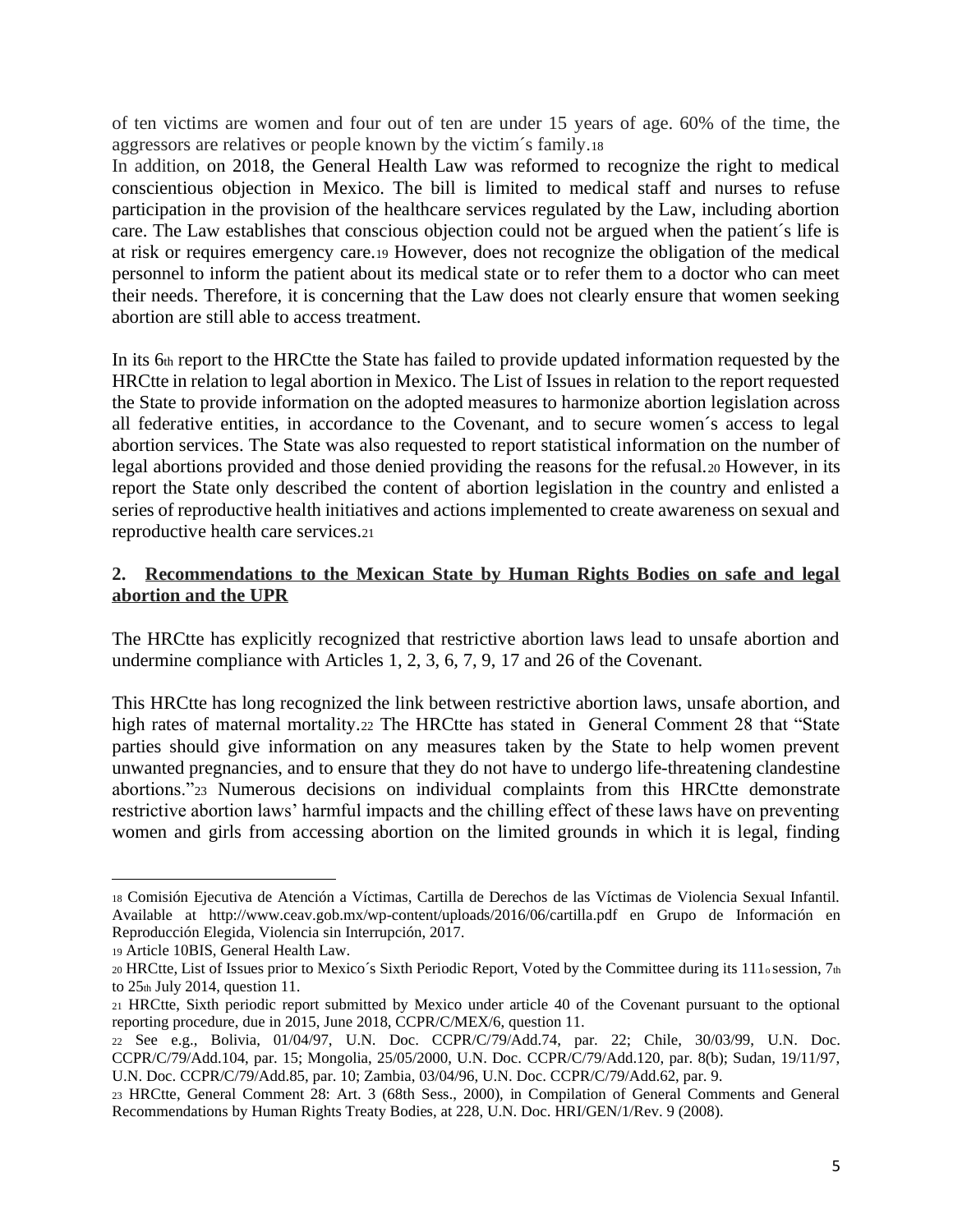of ten victims are women and four out of ten are under 15 years of age. 60% of the time, the aggressors are relatives or people known by the victim´s family.[18]

In addition, on 2018, the General Health Law was reformed to recognize the right to medical conscientious objection in Mexico. The bill is limited to medical staff and nurses to refuse participation in the provision of the healthcare services regulated by the Law, including abortion care. The Law establishes that conscious objection could not be argued when the patient´s life is at risk or requires emergency care.[19] However, does not recognize the obligation of the medical personnel to inform the patient about its medical state or to refer them to a doctor who can meet their needs. Therefore, it is concerning that the Law does not clearly ensure that women seeking abortion are still able to access treatment.

In its 6th report to the HRCtte the State has failed to provide updated information requested by the HRCtte in relation to legal abortion in Mexico. The List of Issues in relation to the report requested the State to provide information on the adopted measures to harmonize abortion legislation across all federative entities, in accordance to the Covenant, and to secure women´s access to legal abortion services. The State was also requested to report statistical information on the number of legal abortions provided and those denied providing the reasons for the refusal.[20] However, in its report the State only described the content of abortion legislation in the country and enlisted a series of reproductive health initiatives and actions implemented to create awareness on sexual and reproductive health care services.[21]

## 2. Recommendations to the Mexican State by Human Rights Bodies on safe and legal abortion and the UPR

The HRCtte has explicitly recognized that restrictive abortion laws lead to unsafe abortion and undermine compliance with Articles 1, 2, 3, 6, 7, 9, 17 and 26 of the Covenant.

This HRCtte has long recognized the link between restrictive abortion laws, unsafe abortion, and high rates of maternal mortality.[22] The HRCtte has stated in General Comment 28 that "State parties should give information on any measures taken by the State to help women prevent unwanted pregnancies, and to ensure that they do not have to undergo life-threatening clandestine abortions."[23] Numerous decisions on individual complaints from this HRCtte demonstrate restrictive abortion laws' harmful impacts and the chilling effect of these laws have on preventing women and girls from accessing abortion on the limited grounds in which it is legal, finding

---

[18] Comisión Ejecutiva de Atención a Víctimas, Cartilla de Derechos de las Víctimas de Violencia Sexual Infantil. Available at http://www.ceav.gob.mx/wp-content/uploads/2016/06/cartilla.pdf en Grupo de Información en Reproducción Elegida, Violencia sin Interrupción, 2017.

[19] Article 10BIS, General Health Law.

[20] HRCtte, List of Issues prior to Mexico´s Sixth Periodic Report, Voted by the Committee during its 111o session, 7th to 25th July 2014, question 11.

[21] HRCtte, Sixth periodic report submitted by Mexico under article 40 of the Covenant pursuant to the optional reporting procedure, due in 2015, June 2018, CCPR/C/MEX/6, question 11.

[22] See e.g., Bolivia, 01/04/97, U.N. Doc. CCPR/C/79/Add.74, par. 22; Chile, 30/03/99, U.N. Doc. CCPR/C/79/Add.104, par. 15; Mongolia, 25/05/2000, U.N. Doc. CCPR/C/79/Add.120, par. 8(b); Sudan, 19/11/97, U.N. Doc. CCPR/C/79/Add.85, par. 10; Zambia, 03/04/96, U.N. Doc. CCPR/C/79/Add.62, par. 9.

[23] HRCtte, General Comment 28: Art. 3 (68th Sess., 2000), in Compilation of General Comments and General Recommendations by Human Rights Treaty Bodies, at 228, U.N. Doc. HRI/GEN/1/Rev. 9 (2008).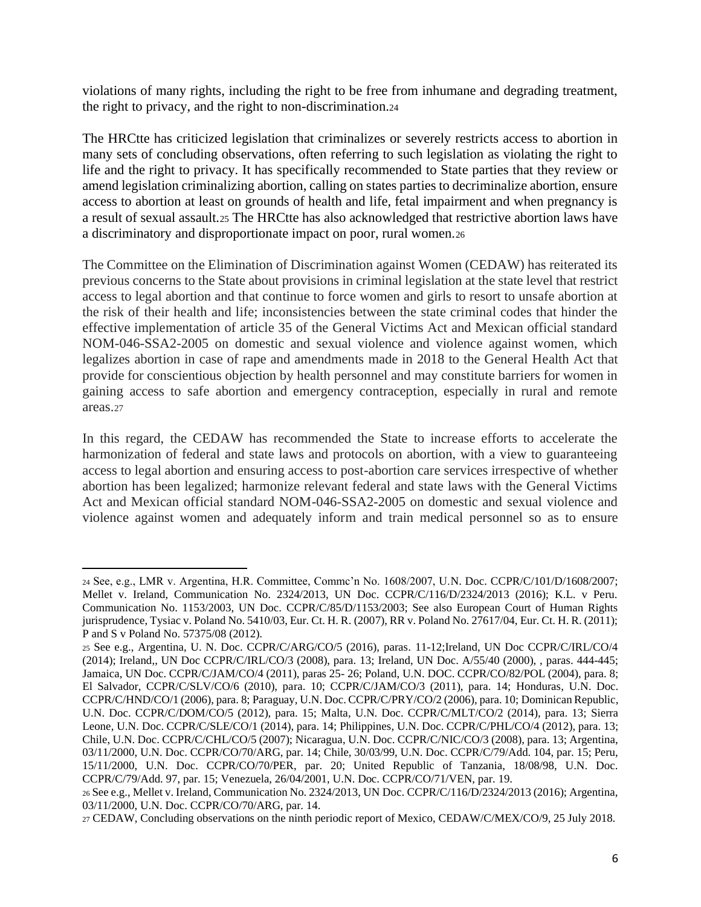violations of many rights, including the right to be free from inhumane and degrading treatment, the right to privacy, and the right to non-discrimination.[24]

The HRCtte has criticized legislation that criminalizes or severely restricts access to abortion in many sets of concluding observations, often referring to such legislation as violating the right to life and the right to privacy. It has specifically recommended to State parties that they review or amend legislation criminalizing abortion, calling on states parties to decriminalize abortion, ensure access to abortion at least on grounds of health and life, fetal impairment and when pregnancy is a result of sexual assault.[25] The HRCtte has also acknowledged that restrictive abortion laws have a discriminatory and disproportionate impact on poor, rural women.[26]

The Committee on the Elimination of Discrimination against Women (CEDAW) has reiterated its previous concerns to the State about provisions in criminal legislation at the state level that restrict access to legal abortion and that continue to force women and girls to resort to unsafe abortion at the risk of their health and life; inconsistencies between the state criminal codes that hinder the effective implementation of article 35 of the General Victims Act and Mexican official standard NOM-046-SSA2-2005 on domestic and sexual violence and violence against women, which legalizes abortion in case of rape and amendments made in 2018 to the General Health Act that provide for conscientious objection by health personnel and may constitute barriers for women in gaining access to safe abortion and emergency contraception, especially in rural and remote areas.[27]

In this regard, the CEDAW has recommended the State to increase efforts to accelerate the harmonization of federal and state laws and protocols on abortion, with a view to guaranteeing access to legal abortion and ensuring access to post-abortion care services irrespective of whether abortion has been legalized; harmonize relevant federal and state laws with the General Victims Act and Mexican official standard NOM-046-SSA2-2005 on domestic and sexual violence and violence against women and adequately inform and train medical personnel so as to ensure

---

[24] See, e.g., LMR v. Argentina, H.R. Committee, Commc'n No. 1608/2007, U.N. Doc. CCPR/C/101/D/1608/2007; Mellet v. Ireland, Communication No. 2324/2013, UN Doc. CCPR/C/116/D/2324/2013 (2016); K.L. v Peru. Communication No. 1153/2003, UN Doc. CCPR/C/85/D/1153/2003; See also European Court of Human Rights jurisprudence, Tysiac v. Poland No. 5410/03, Eur. Ct. H. R. (2007), RR v. Poland No. 27617/04, Eur. Ct. H. R. (2011); P and S v Poland No. 57375/08 (2012).

[25] See e.g., Argentina, U. N. Doc. CCPR/C/ARG/CO/5 (2016), paras. 11-12;Ireland, UN Doc CCPR/C/IRL/CO/4 (2014); Ireland,, UN Doc CCPR/C/IRL/CO/3 (2008), para. 13; Ireland, UN Doc. A/55/40 (2000), , paras. 444-445; Jamaica, UN Doc. CCPR/C/JAM/CO/4 (2011), paras 25- 26; Poland, U.N. DOC. CCPR/CO/82/POL (2004), para. 8; El Salvador, CCPR/C/SLV/CO/6 (2010), para. 10; CCPR/C/JAM/CO/3 (2011), para. 14; Honduras, U.N. Doc. CCPR/C/HND/CO/1 (2006), para. 8; Paraguay, U.N. Doc. CCPR/C/PRY/CO/2 (2006), para. 10; Dominican Republic, U.N. Doc. CCPR/C/DOM/CO/5 (2012), para. 15; Malta, U.N. Doc. CCPR/C/MLT/CO/2 (2014), para. 13; Sierra Leone, U.N. Doc. CCPR/C/SLE/CO/1 (2014), para. 14; Philippines, U.N. Doc. CCPR/C/PHL/CO/4 (2012), para. 13; Chile, U.N. Doc. CCPR/C/CHL/CO/5 (2007); Nicaragua, U.N. Doc. CCPR/C/NIC/CO/3 (2008), para. 13; Argentina, 03/11/2000, U.N. Doc. CCPR/CO/70/ARG, par. 14; Chile, 30/03/99, U.N. Doc. CCPR/C/79/Add. 104, par. 15; Peru, 15/11/2000, U.N. Doc. CCPR/CO/70/PER, par. 20; United Republic of Tanzania, 18/08/98, U.N. Doc. CCPR/C/79/Add. 97, par. 15; Venezuela, 26/04/2001, U.N. Doc. CCPR/CO/71/VEN, par. 19.

[26] See e.g., Mellet v. Ireland, Communication No. 2324/2013, UN Doc. CCPR/C/116/D/2324/2013 (2016); Argentina, 03/11/2000, U.N. Doc. CCPR/CO/70/ARG, par. 14.

[27] CEDAW, Concluding observations on the ninth periodic report of Mexico, CEDAW/C/MEX/CO/9, 25 July 2018.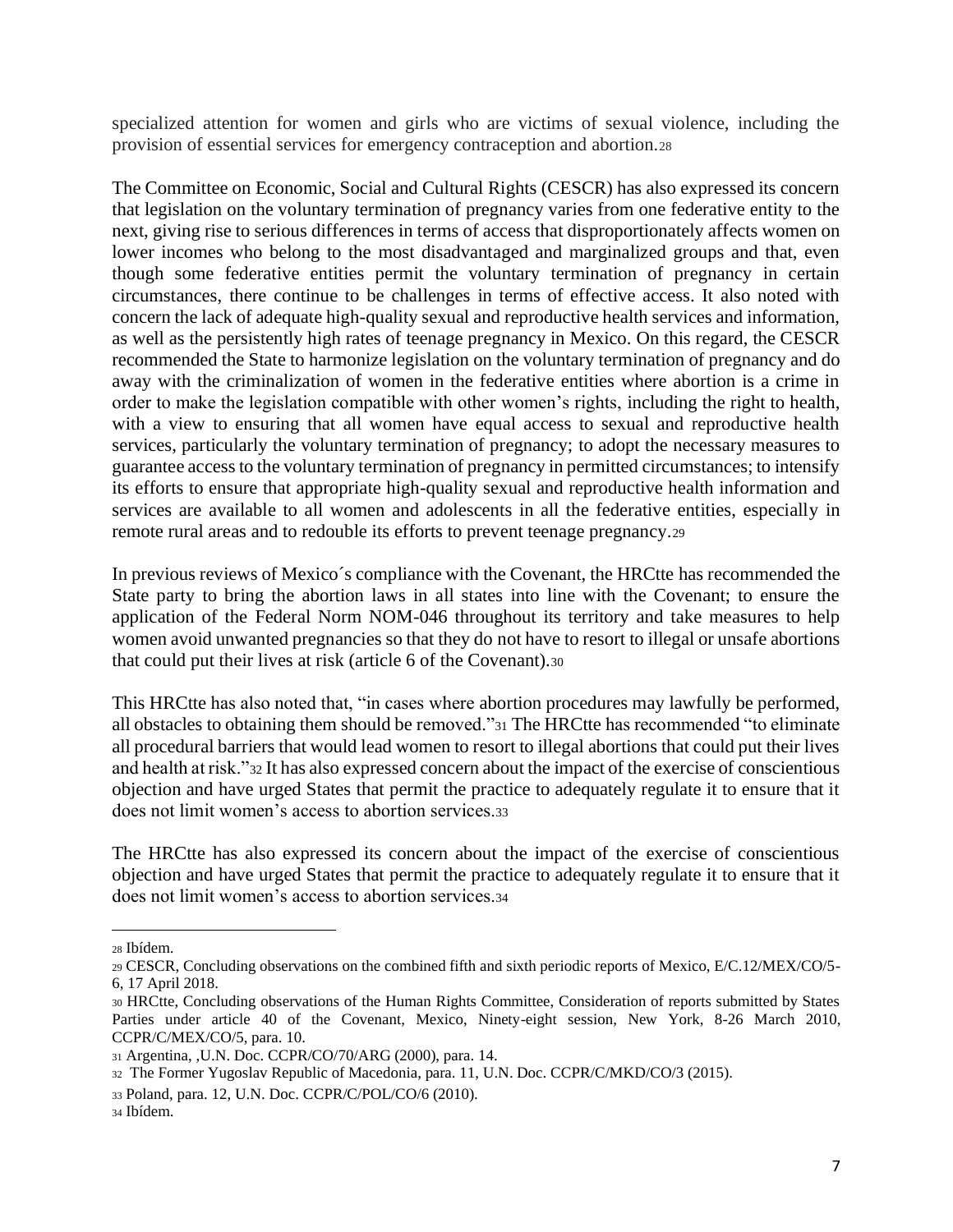specialized attention for women and girls who are victims of sexual violence, including the provision of essential services for emergency contraception and abortion.[28]

The Committee on Economic, Social and Cultural Rights (CESCR) has also expressed its concern that legislation on the voluntary termination of pregnancy varies from one federative entity to the next, giving rise to serious differences in terms of access that disproportionately affects women on lower incomes who belong to the most disadvantaged and marginalized groups and that, even though some federative entities permit the voluntary termination of pregnancy in certain circumstances, there continue to be challenges in terms of effective access. It also noted with concern the lack of adequate high-quality sexual and reproductive health services and information, as well as the persistently high rates of teenage pregnancy in Mexico. On this regard, the CESCR recommended the State to harmonize legislation on the voluntary termination of pregnancy and do away with the criminalization of women in the federative entities where abortion is a crime in order to make the legislation compatible with other women's rights, including the right to health, with a view to ensuring that all women have equal access to sexual and reproductive health services, particularly the voluntary termination of pregnancy; to adopt the necessary measures to guarantee access to the voluntary termination of pregnancy in permitted circumstances; to intensify its efforts to ensure that appropriate high-quality sexual and reproductive health information and services are available to all women and adolescents in all the federative entities, especially in remote rural areas and to redouble its efforts to prevent teenage pregnancy.[29]

In previous reviews of Mexico´s compliance with the Covenant, the HRCtte has recommended the State party to bring the abortion laws in all states into line with the Covenant; to ensure the application of the Federal Norm NOM-046 throughout its territory and take measures to help women avoid unwanted pregnancies so that they do not have to resort to illegal or unsafe abortions that could put their lives at risk (article 6 of the Covenant).[30]

This HRCtte has also noted that, "in cases where abortion procedures may lawfully be performed, all obstacles to obtaining them should be removed."[31] The HRCtte has recommended "to eliminate all procedural barriers that would lead women to resort to illegal abortions that could put their lives and health at risk."[32] It has also expressed concern about the impact of the exercise of conscientious objection and have urged States that permit the practice to adequately regulate it to ensure that it does not limit women's access to abortion services.[33]

The HRCtte has also expressed its concern about the impact of the exercise of conscientious objection and have urged States that permit the practice to adequately regulate it to ensure that it does not limit women's access to abortion services.[34]

---

[28] Ibídem.

[29] CESCR, Concluding observations on the combined fifth and sixth periodic reports of Mexico, E/C.12/MEX/CO/5-6, 17 April 2018.

[30] HRCtte, Concluding observations of the Human Rights Committee, Consideration of reports submitted by States Parties under article 40 of the Covenant, Mexico, Ninety-eight session, New York, 8-26 March 2010, CCPR/C/MEX/CO/5, para. 10.

[31] Argentina, ,U.N. Doc. CCPR/CO/70/ARG (2000), para. 14.

[32] The Former Yugoslav Republic of Macedonia, para. 11, U.N. Doc. CCPR/C/MKD/CO/3 (2015).

[33] Poland, para. 12, U.N. Doc. CCPR/C/POL/CO/6 (2010).

[34] Ibídem.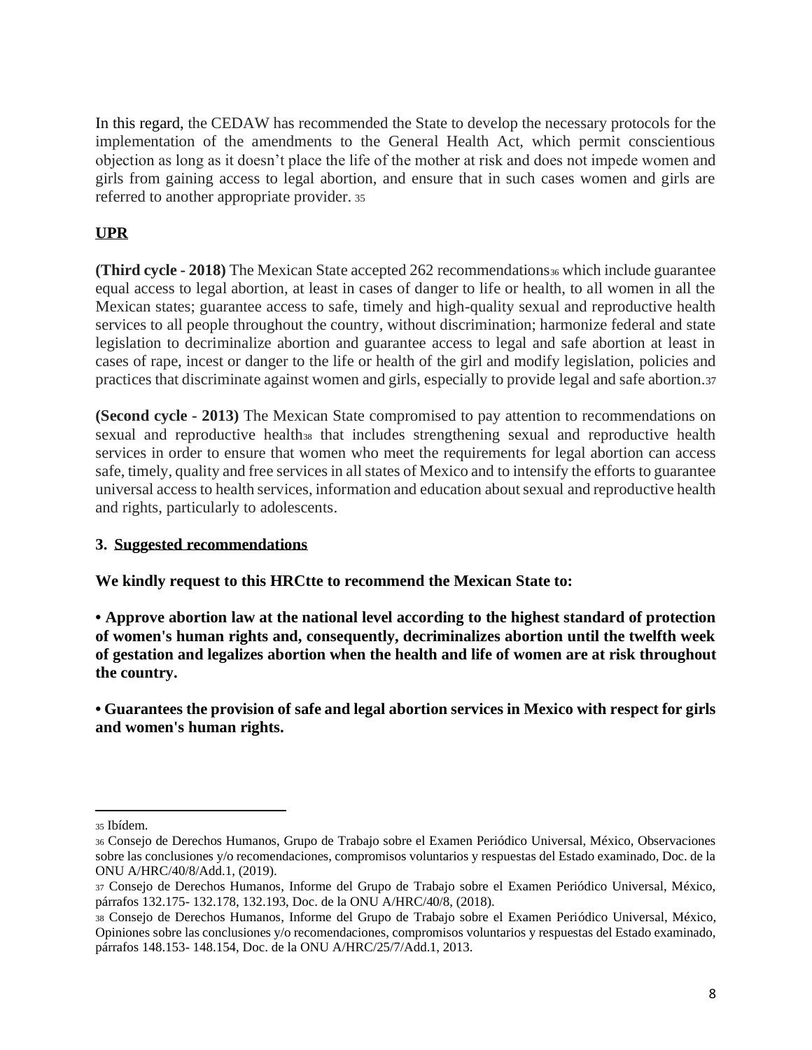In this regard, the CEDAW has recommended the State to develop the necessary protocols for the implementation of the amendments to the General Health Act, which permit conscientious objection as long as it doesn't place the life of the mother at risk and does not impede women and girls from gaining access to legal abortion, and ensure that in such cases women and girls are referred to another appropriate provider. [35]

## UPR

**(Third cycle - 2018)** The Mexican State accepted 262 recommendations[36] which include guarantee equal access to legal abortion, at least in cases of danger to life or health, to all women in all the Mexican states; guarantee access to safe, timely and high-quality sexual and reproductive health services to all people throughout the country, without discrimination; harmonize federal and state legislation to decriminalize abortion and guarantee access to legal and safe abortion at least in cases of rape, incest or danger to the life or health of the girl and modify legislation, policies and practices that discriminate against women and girls, especially to provide legal and safe abortion.[37]

**(Second cycle - 2013)** The Mexican State compromised to pay attention to recommendations on sexual and reproductive health[38] that includes strengthening sexual and reproductive health services in order to ensure that women who meet the requirements for legal abortion can access safe, timely, quality and free services in all states of Mexico and to intensify the efforts to guarantee universal access to health services, information and education about sexual and reproductive health and rights, particularly to adolescents.

## 3. Suggested recommendations

**We kindly request to this HRCtte to recommend the Mexican State to:**

- **Approve abortion law at the national level according to the highest standard of protection of women's human rights and, consequently, decriminalizes abortion until the twelfth week of gestation and legalizes abortion when the health and life of women are at risk throughout the country.**

- **Guarantees the provision of safe and legal abortion services in Mexico with respect for girls and women's human rights.**

---

[35] Ibídem.

[36] Consejo de Derechos Humanos, Grupo de Trabajo sobre el Examen Periódico Universal, México, Observaciones sobre las conclusiones y/o recomendaciones, compromisos voluntarios y respuestas del Estado examinado, Doc. de la ONU A/HRC/40/8/Add.1, (2019).

[37] Consejo de Derechos Humanos, Informe del Grupo de Trabajo sobre el Examen Periódico Universal, México, párrafos 132.175- 132.178, 132.193, Doc. de la ONU A/HRC/40/8, (2018).

[38] Consejo de Derechos Humanos, Informe del Grupo de Trabajo sobre el Examen Periódico Universal, México, Opiniones sobre las conclusiones y/o recomendaciones, compromisos voluntarios y respuestas del Estado examinado, párrafos 148.153- 148.154, Doc. de la ONU A/HRC/25/7/Add.1, 2013.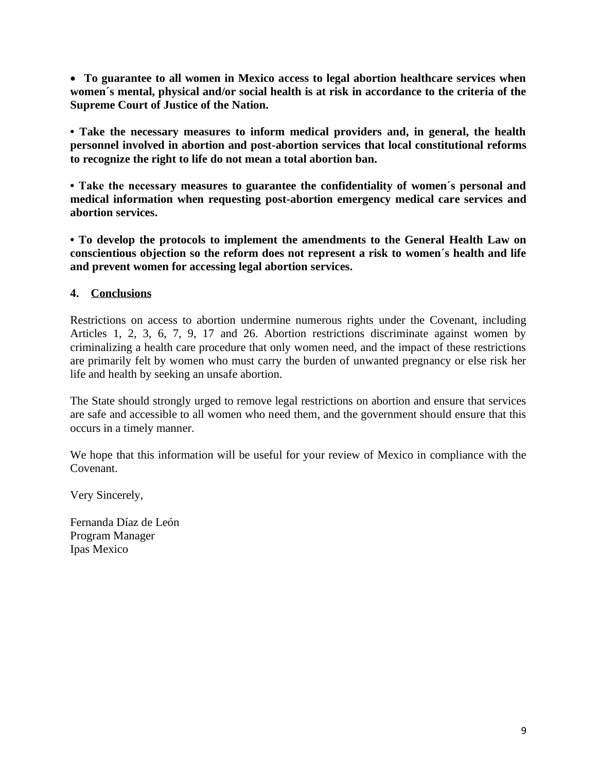- **To guarantee to all women in Mexico access to legal abortion healthcare services when women´s mental, physical and/or social health is at risk in accordance to the criteria of the Supreme Court of Justice of the Nation.**

- **Take the necessary measures to inform medical providers and, in general, the health personnel involved in abortion and post-abortion services that local constitutional reforms to recognize the right to life do not mean a total abortion ban.**

- **Take the necessary measures to guarantee the confidentiality of women´s personal and medical information when requesting post-abortion emergency medical care services and abortion services.**

- **To develop the protocols to implement the amendments to the General Health Law on conscientious objection so the reform does not represent a risk to women´s health and life and prevent women for accessing legal abortion services.**

## 4. Conclusions

Restrictions on access to abortion undermine numerous rights under the Covenant, including Articles 1, 2, 3, 6, 7, 9, 17 and 26. Abortion restrictions discriminate against women by criminalizing a health care procedure that only women need, and the impact of these restrictions are primarily felt by women who must carry the burden of unwanted pregnancy or else risk her life and health by seeking an unsafe abortion.

The State should strongly urged to remove legal restrictions on abortion and ensure that services are safe and accessible to all women who need them, and the government should ensure that this occurs in a timely manner.

We hope that this information will be useful for your review of Mexico in compliance with the Covenant.

Very Sincerely,

Fernanda Díaz de León
Program Manager
Ipas Mexico